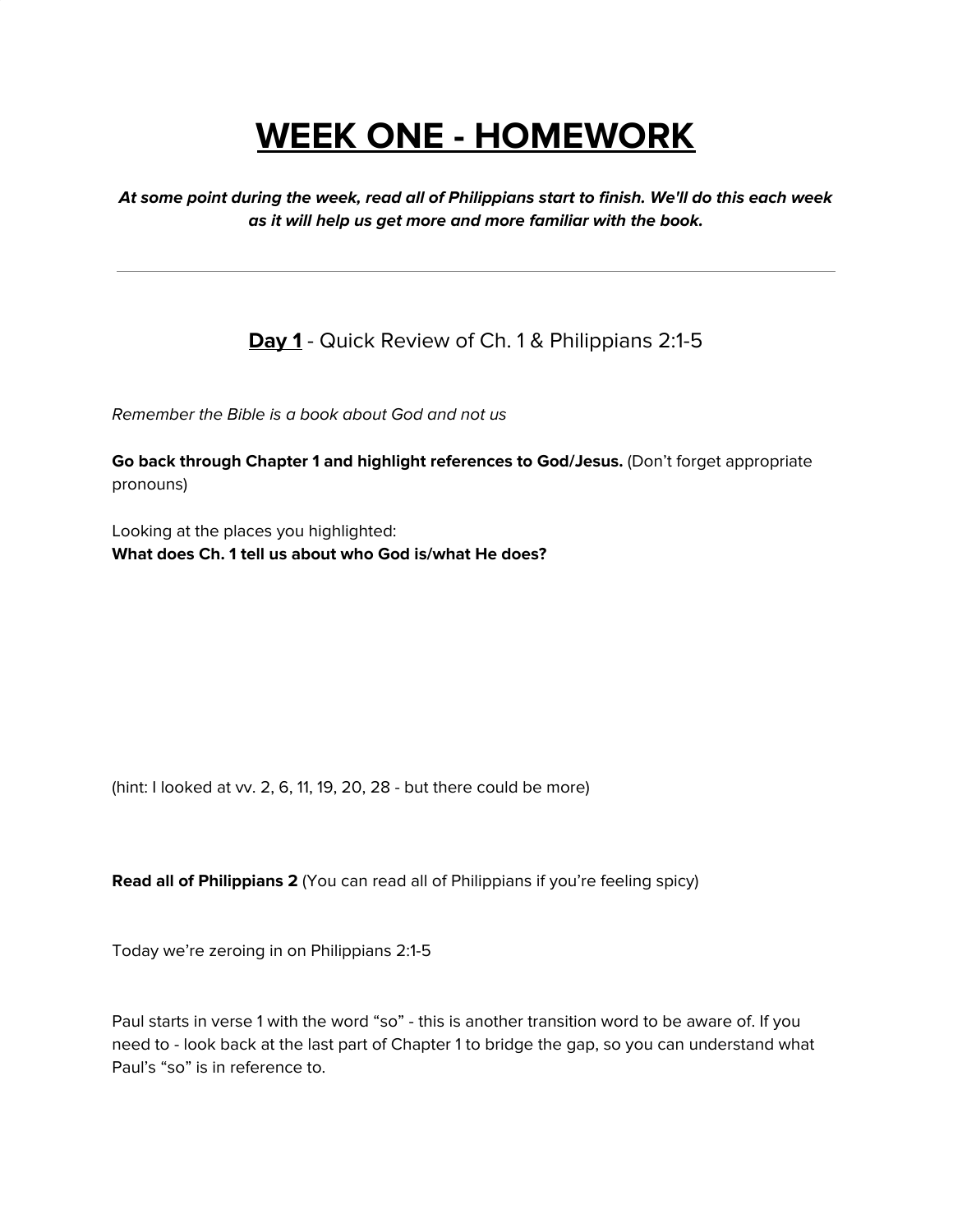# WEEK ONE - HOMEWORK

***At some point during the week, read all of Philippians start to finish. We'll do this each week as it will help us get more and more familiar with the book.***

---

## **Day 1** - Quick Review of Ch. 1 & Philippians 2:1-5

*Remember the Bible is a book about God and not us*

**Go back through Chapter 1 and highlight references to God/Jesus.** (Don't forget appropriate pronouns)

Looking at the places you highlighted:
**What does Ch. 1 tell us about who God is/what He does?**

(hint: I looked at vv. 2, 6, 11, 19, 20, 28 - but there could be more)

**Read all of Philippians 2** (You can read all of Philippians if you're feeling spicy)

Today we're zeroing in on Philippians 2:1-5

Paul starts in verse 1 with the word "so" - this is another transition word to be aware of. If you need to - look back at the last part of Chapter 1 to bridge the gap, so you can understand what Paul's "so" is in reference to.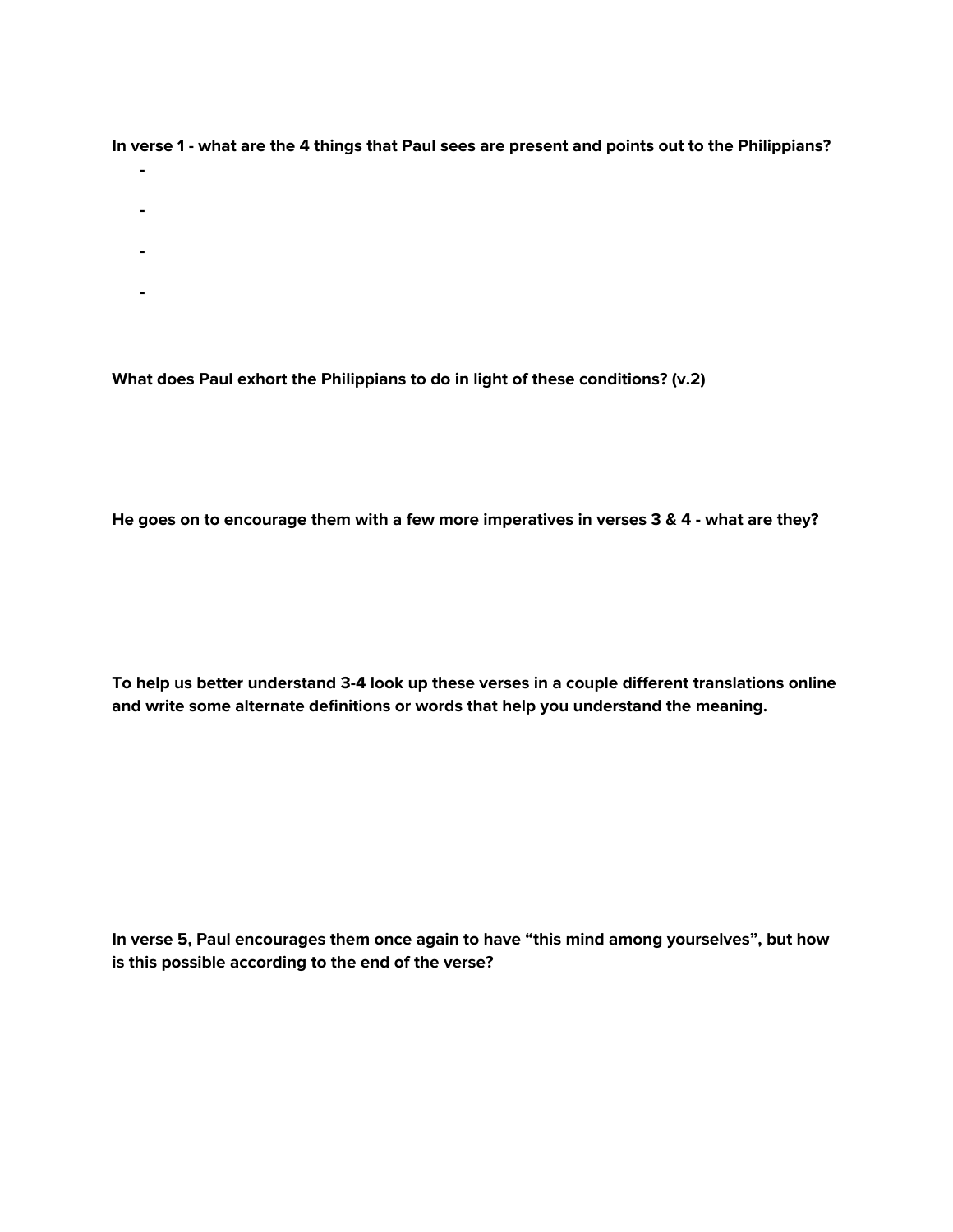**In verse 1 - what are the 4 things that Paul sees are present and points out to the Philippians?**

- 
- 
- 
- 

**What does Paul exhort the Philippians to do in light of these conditions? (v.2)**

**He goes on to encourage them with a few more imperatives in verses 3 & 4 - what are they?**

**To help us better understand 3-4 look up these verses in a couple different translations online and write some alternate definitions or words that help you understand the meaning.**

**In verse 5, Paul encourages them once again to have "this mind among yourselves", but how is this possible according to the end of the verse?**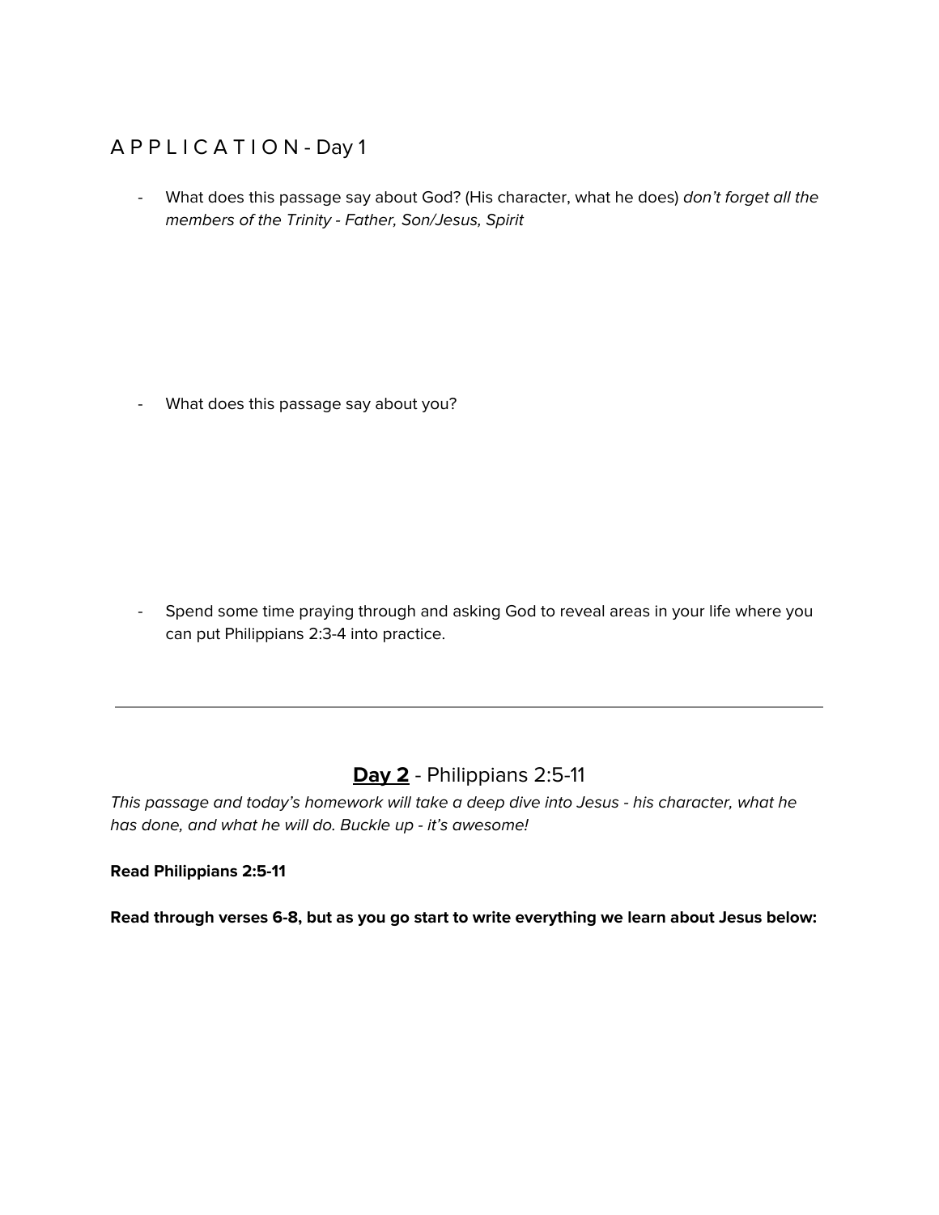## A P P L I C A T I O N - Day 1

- What does this passage say about God? (His character, what he does) *don't forget all the members of the Trinity - Father, Son/Jesus, Spirit*

- What does this passage say about you?

- Spend some time praying through and asking God to reveal areas in your life where you can put Philippians 2:3-4 into practice.

---

## **Day 2** - Philippians 2:5-11

*This passage and today's homework will take a deep dive into Jesus - his character, what he has done, and what he will do. Buckle up - it's awesome!*

**Read Philippians 2:5-11**

**Read through verses 6-8, but as you go start to write everything we learn about Jesus below:**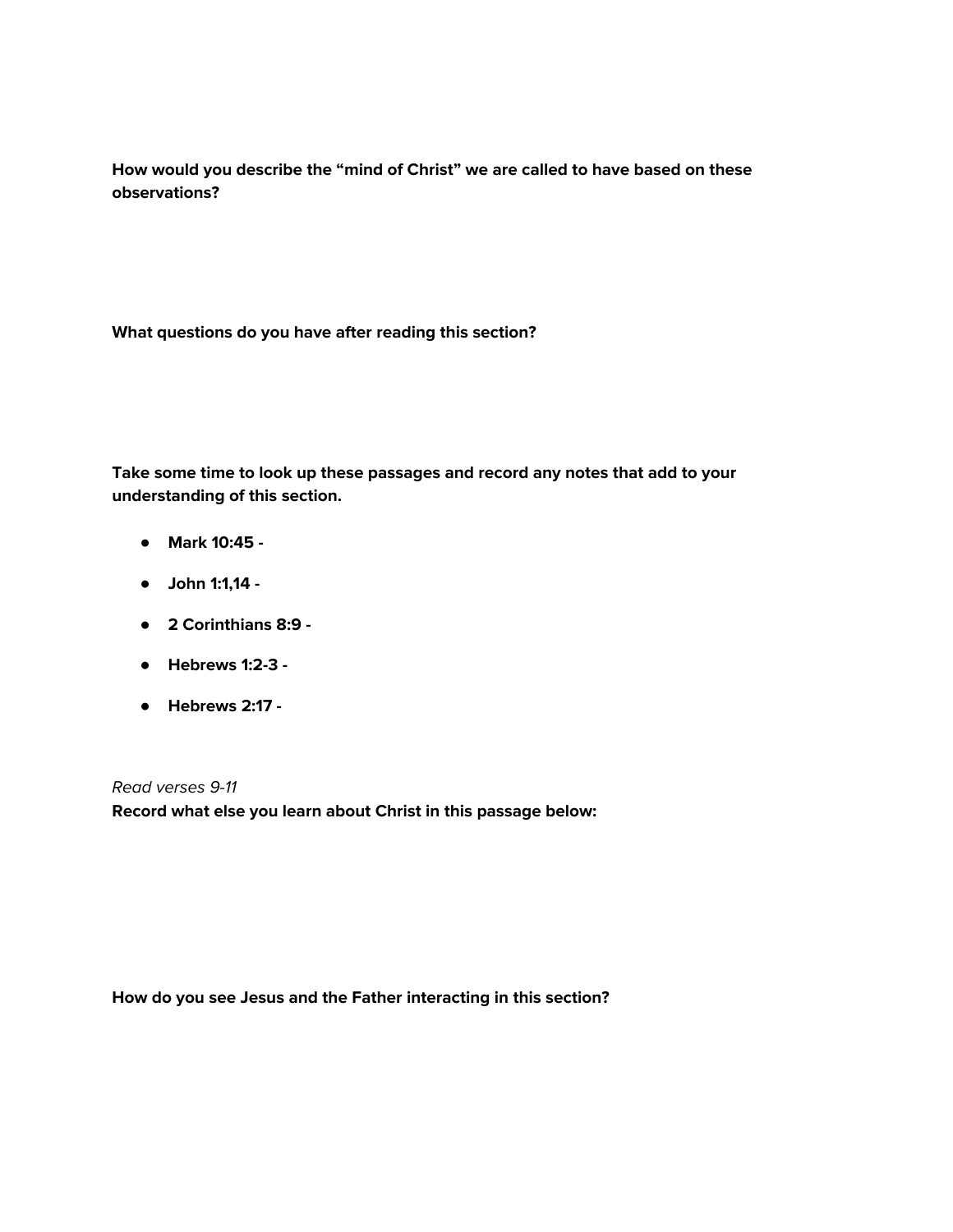**How would you describe the "mind of Christ" we are called to have based on these observations?**

**What questions do you have after reading this section?**

**Take some time to look up these passages and record any notes that add to your understanding of this section.**

- **Mark 10:45 -**
- **John 1:1,14 -**
- **2 Corinthians 8:9 -**
- **Hebrews 1:2-3 -**
- **Hebrews 2:17 -**

*Read verses 9-11*

**Record what else you learn about Christ in this passage below:**

**How do you see Jesus and the Father interacting in this section?**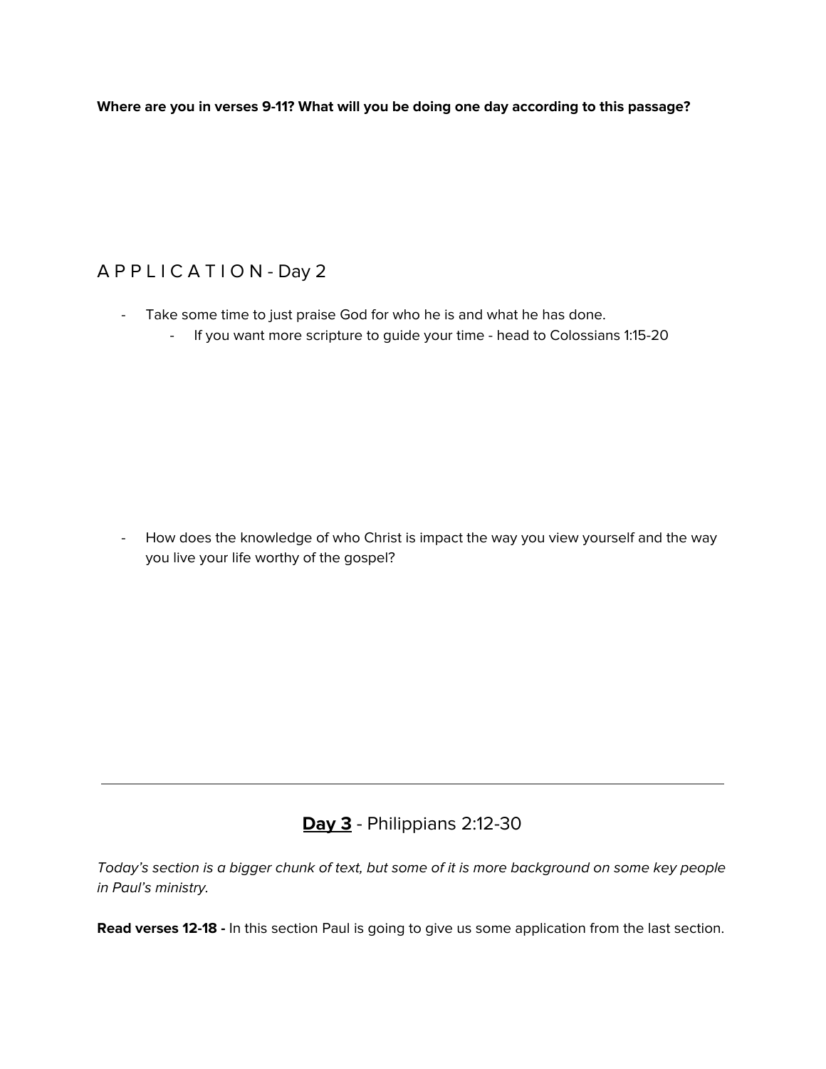**Where are you in verses 9-11? What will you be doing one day according to this passage?**

## A P P L I C A T I O N - Day 2

- Take some time to just praise God for who he is and what he has done.
    - If you want more scripture to guide your time - head to Colossians 1:15-20

- How does the knowledge of who Christ is impact the way you view yourself and the way you live your life worthy of the gospel?

---

## **Day 3** - Philippians 2:12-30

*Today's section is a bigger chunk of text, but some of it is more background on some key people in Paul's ministry.*

**Read verses 12-18 -** In this section Paul is going to give us some application from the last section.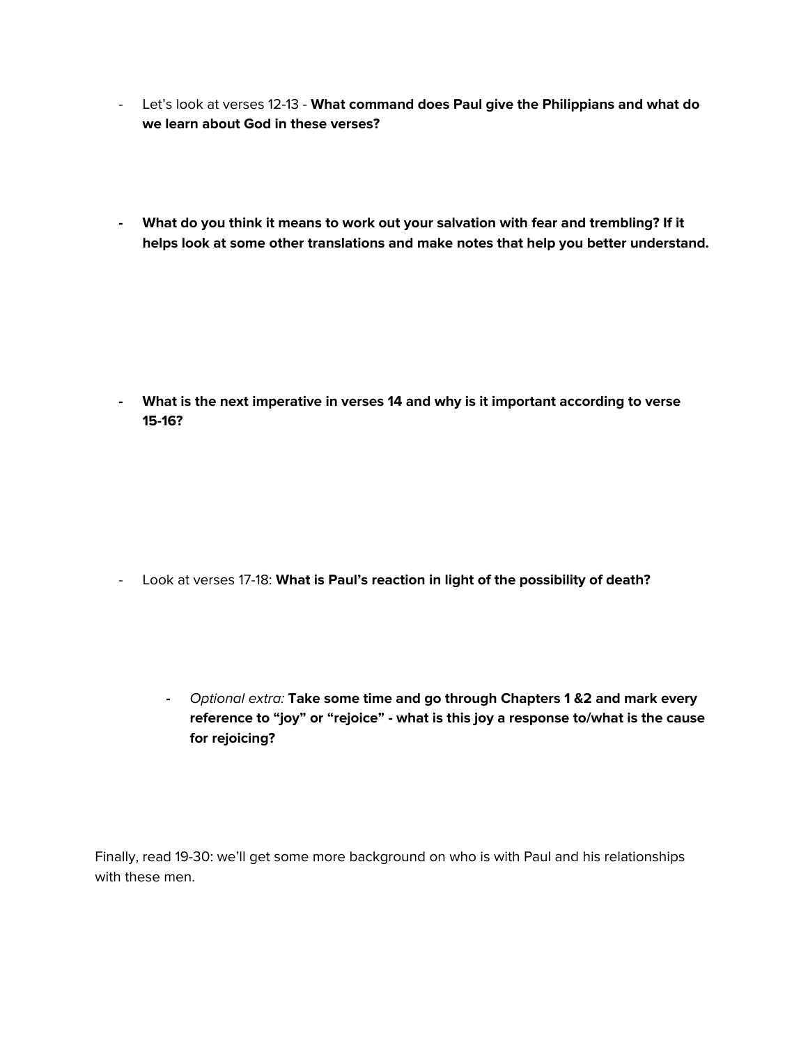- Let's look at verses 12-13 - **What command does Paul give the Philippians and what do we learn about God in these verses?**

- **What do you think it means to work out your salvation with fear and trembling? If it helps look at some other translations and make notes that help you better understand.**

- **What is the next imperative in verses 14 and why is it important according to verse 15-16?**

- Look at verses 17-18: **What is Paul's reaction in light of the possibility of death?**

    - *Optional extra:* **Take some time and go through Chapters 1 &2 and mark every reference to "joy" or "rejoice" - what is this joy a response to/what is the cause for rejoicing?**

Finally, read 19-30: we'll get some more background on who is with Paul and his relationships with these men.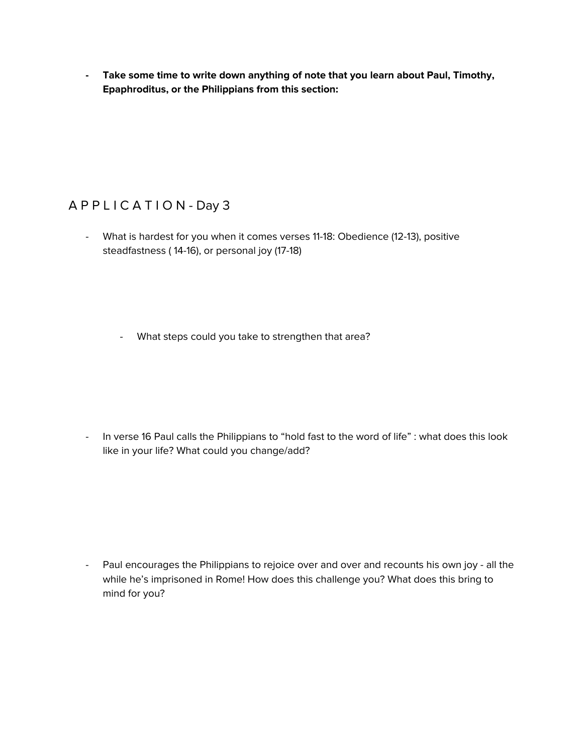- **Take some time to write down anything of note that you learn about Paul, Timothy, Epaphroditus, or the Philippians from this section:**

## A P P L I C A T I O N - Day 3

- What is hardest for you when it comes verses 11-18: Obedience (12-13), positive steadfastness ( 14-16), or personal joy (17-18)

    - What steps could you take to strengthen that area?

- In verse 16 Paul calls the Philippians to "hold fast to the word of life" : what does this look like in your life? What could you change/add?

- Paul encourages the Philippians to rejoice over and over and recounts his own joy - all the while he's imprisoned in Rome! How does this challenge you? What does this bring to mind for you?